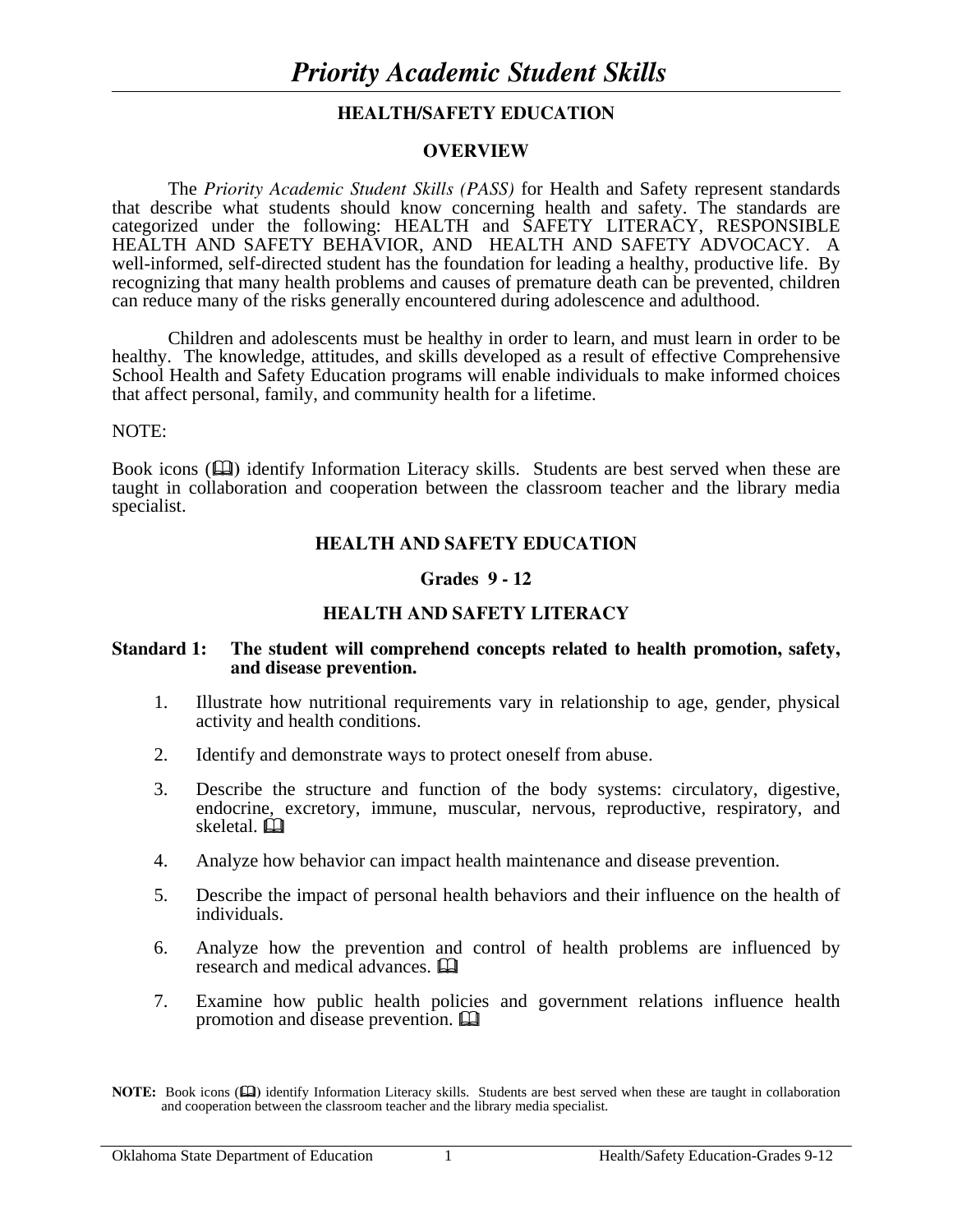# *Priority Academic Student Skills*

## HEALTH/SAFETY EDUCATION

### OVERVIEW

The *Priority Academic Student Skills (PASS)* for Health and Safety represent standards that describe what students should know concerning health and safety. The standards are categorized under the following: HEALTH and SAFETY LITERACY, RESPONSIBLE HEALTH AND SAFETY BEHAVIOR, AND HEALTH AND SAFETY ADVOCACY. A well-informed, self-directed student has the foundation for leading a healthy, productive life. By recognizing that many health problems and causes of premature death can be prevented, children can reduce many of the risks generally encountered during adolescence and adulthood.

Children and adolescents must be healthy in order to learn, and must learn in order to be healthy. The knowledge, attitudes, and skills developed as a result of effective Comprehensive School Health and Safety Education programs will enable individuals to make informed choices that affect personal, family, and community health for a lifetime.

NOTE:

Book icons (📖) identify Information Literacy skills. Students are best served when these are taught in collaboration and cooperation between the classroom teacher and the library media specialist.

## HEALTH AND SAFETY EDUCATION

### Grades 9 - 12

### HEALTH AND SAFETY LITERACY

**Standard 1: The student will comprehend concepts related to health promotion, safety, and disease prevention.**

1. Illustrate how nutritional requirements vary in relationship to age, gender, physical activity and health conditions.
2. Identify and demonstrate ways to protect oneself from abuse.
3. Describe the structure and function of the body systems: circulatory, digestive, endocrine, excretory, immune, muscular, nervous, reproductive, respiratory, and skeletal. 📖
4. Analyze how behavior can impact health maintenance and disease prevention.
5. Describe the impact of personal health behaviors and their influence on the health of individuals.
6. Analyze how the prevention and control of health problems are influenced by research and medical advances. 📖
7. Examine how public health policies and government relations influence health promotion and disease prevention. 📖

**NOTE:** Book icons (📖) identify Information Literacy skills. Students are best served when these are taught in collaboration and cooperation between the classroom teacher and the library media specialist.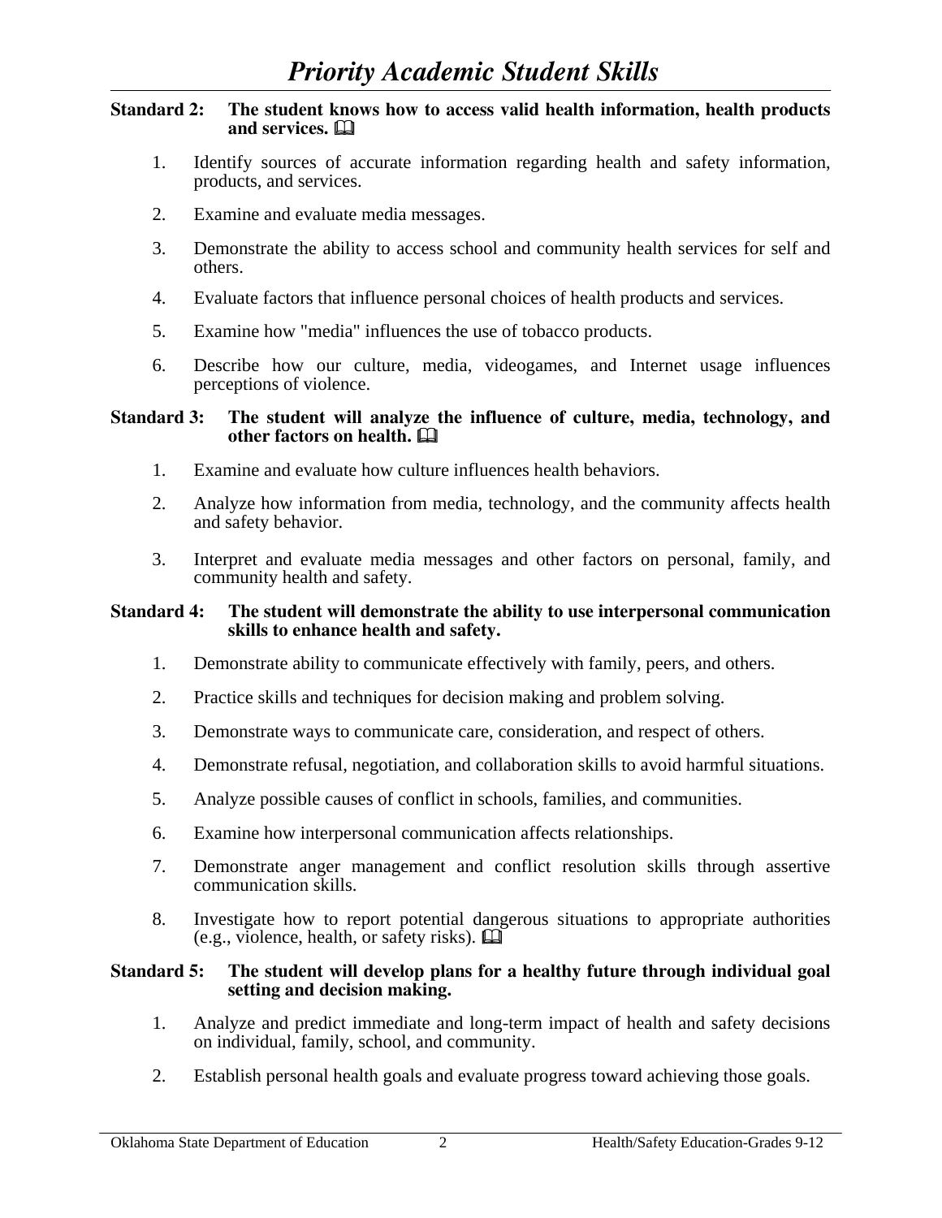# *Priority Academic Student Skills*

**Standard 2: The student knows how to access valid health information, health products and services.** 🕮

1. Identify sources of accurate information regarding health and safety information, products, and services.

2. Examine and evaluate media messages.

3. Demonstrate the ability to access school and community health services for self and others.

4. Evaluate factors that influence personal choices of health products and services.

5. Examine how "media" influences the use of tobacco products.

6. Describe how our culture, media, videogames, and Internet usage influences perceptions of violence.

**Standard 3: The student will analyze the influence of culture, media, technology, and other factors on health.** 🕮

1. Examine and evaluate how culture influences health behaviors.

2. Analyze how information from media, technology, and the community affects health and safety behavior.

3. Interpret and evaluate media messages and other factors on personal, family, and community health and safety.

**Standard 4: The student will demonstrate the ability to use interpersonal communication skills to enhance health and safety.**

1. Demonstrate ability to communicate effectively with family, peers, and others.

2. Practice skills and techniques for decision making and problem solving.

3. Demonstrate ways to communicate care, consideration, and respect of others.

4. Demonstrate refusal, negotiation, and collaboration skills to avoid harmful situations.

5. Analyze possible causes of conflict in schools, families, and communities.

6. Examine how interpersonal communication affects relationships.

7. Demonstrate anger management and conflict resolution skills through assertive communication skills.

8. Investigate how to report potential dangerous situations to appropriate authorities (e.g., violence, health, or safety risks). 🕮

**Standard 5: The student will develop plans for a healthy future through individual goal setting and decision making.**

1. Analyze and predict immediate and long-term impact of health and safety decisions on individual, family, school, and community.

2. Establish personal health goals and evaluate progress toward achieving those goals.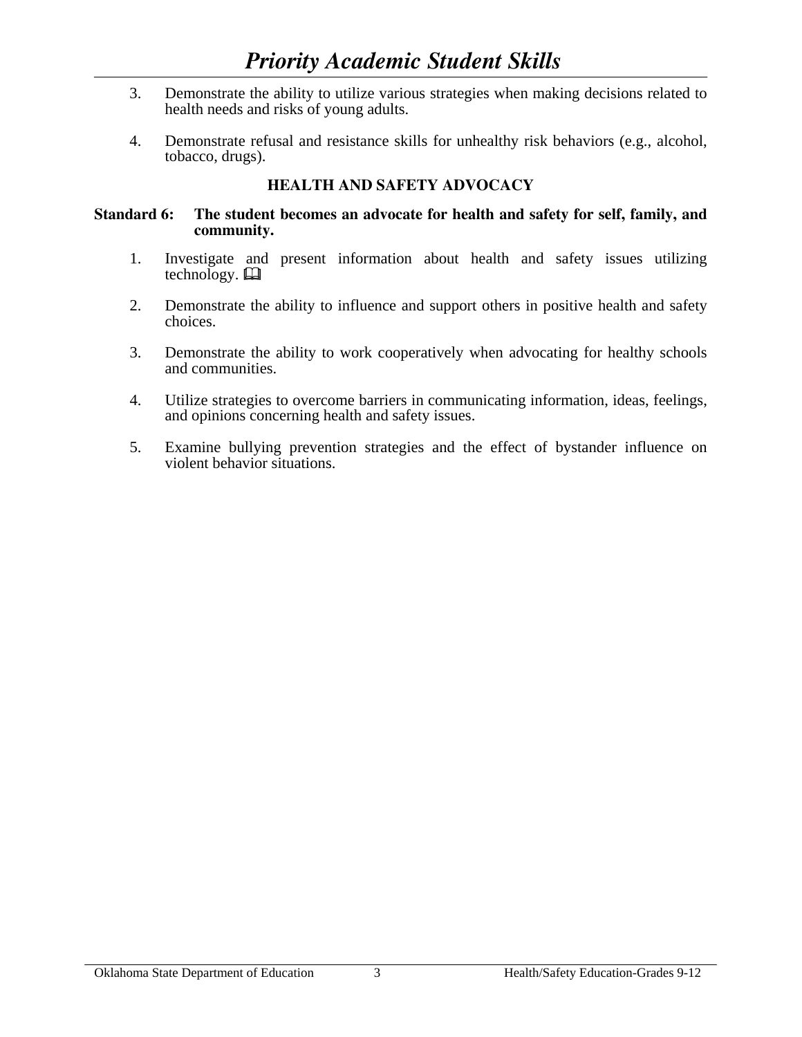3. Demonstrate the ability to utilize various strategies when making decisions related to health needs and risks of young adults.

4. Demonstrate refusal and resistance skills for unhealthy risk behaviors (e.g., alcohol, tobacco, drugs).

### HEALTH AND SAFETY ADVOCACY

**Standard 6: The student becomes an advocate for health and safety for self, family, and community.**

1. Investigate and present information about health and safety issues utilizing technology. 🕮

2. Demonstrate the ability to influence and support others in positive health and safety choices.

3. Demonstrate the ability to work cooperatively when advocating for healthy schools and communities.

4. Utilize strategies to overcome barriers in communicating information, ideas, feelings, and opinions concerning health and safety issues.

5. Examine bullying prevention strategies and the effect of bystander influence on violent behavior situations.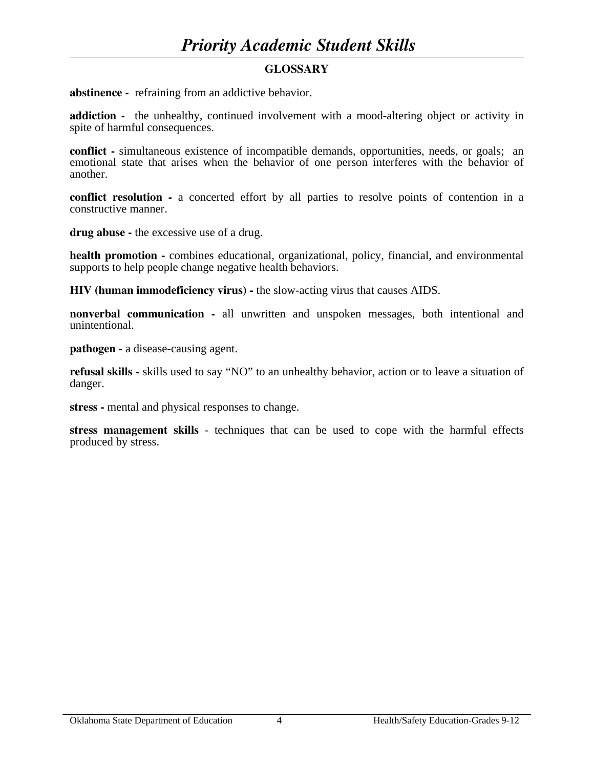# *Priority Academic Student Skills*

## GLOSSARY

**abstinence -** refraining from an addictive behavior.

**addiction -** the unhealthy, continued involvement with a mood-altering object or activity in spite of harmful consequences.

**conflict -** simultaneous existence of incompatible demands, opportunities, needs, or goals; an emotional state that arises when the behavior of one person interferes with the behavior of another.

**conflict resolution -** a concerted effort by all parties to resolve points of contention in a constructive manner.

**drug abuse -** the excessive use of a drug.

**health promotion -** combines educational, organizational, policy, financial, and environmental supports to help people change negative health behaviors.

**HIV (human immodeficiency virus) -** the slow-acting virus that causes AIDS.

**nonverbal communication -** all unwritten and unspoken messages, both intentional and unintentional.

**pathogen -** a disease-causing agent.

**refusal skills -** skills used to say "NO" to an unhealthy behavior, action or to leave a situation of danger.

**stress -** mental and physical responses to change.

**stress management skills** - techniques that can be used to cope with the harmful effects produced by stress.